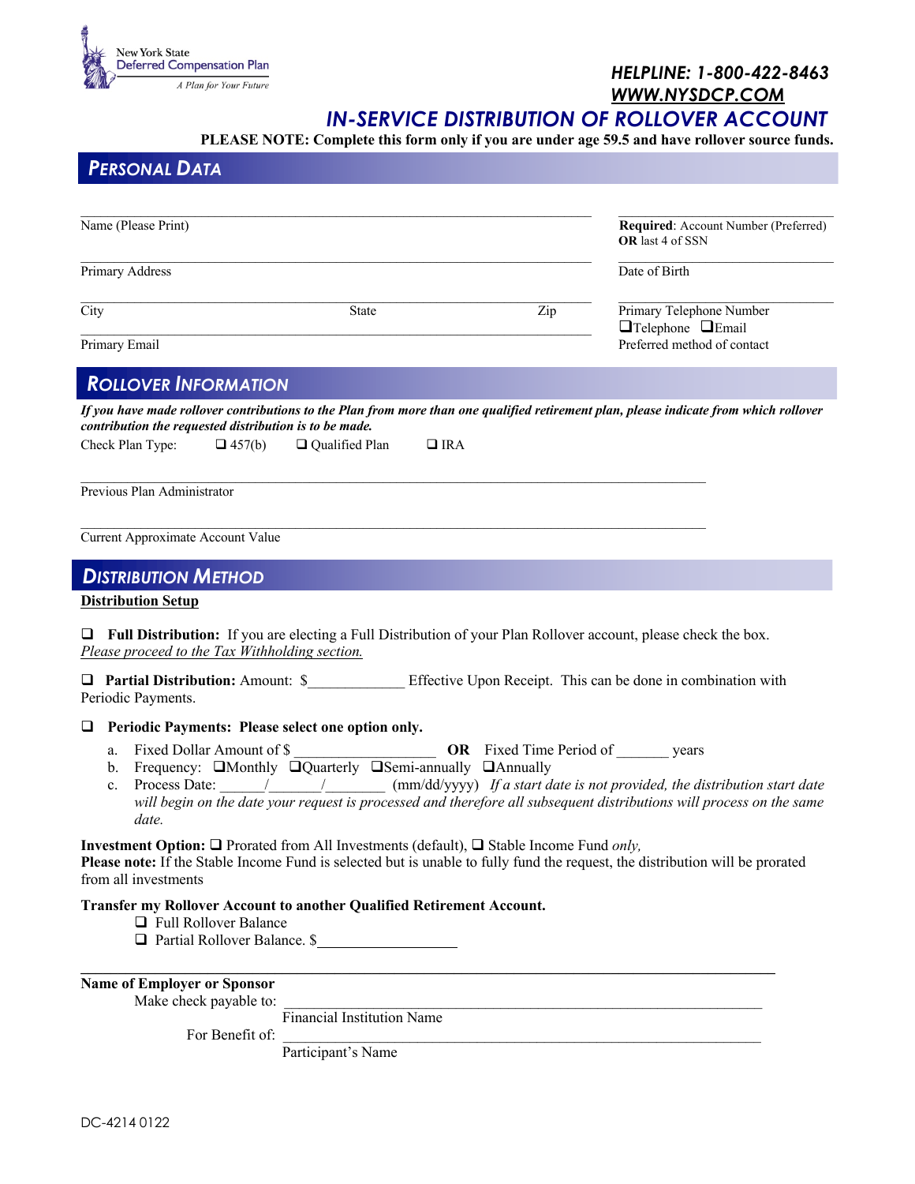New York State
Deferred Compensation Plan
*A Plan for Your Future*

***HELPLINE: 1-800-422-8463***
***WWW.NYSDCP.COM***

# IN-SERVICE DISTRIBUTION OF ROLLOVER ACCOUNT

**PLEASE NOTE: Complete this form only if you are under age 59.5 and have rollover source funds.**

## PERSONAL DATA

Name (Please Print) ____________________

**Required**: Account Number (Preferred) **OR** last 4 of SSN ____________________

Primary Address ____________________

Date of Birth ____________________

City ____________________ State ____________________ Zip ____________________

Primary Telephone Number ____________________

Primary Email ____________________

❑ Telephone ❑ Email
Preferred method of contact

## ROLLOVER INFORMATION

***If you have made rollover contributions to the Plan from more than one qualified retirement plan, please indicate from which rollover contribution the requested distribution is to be made.***

Check Plan Type: ❑ 457(b) ❑ Qualified Plan ❑ IRA

Previous Plan Administrator ____________________

Current Approximate Account Value ____________________

## DISTRIBUTION METHOD

**Distribution Setup**

❑ **Full Distribution:** If you are electing a Full Distribution of your Plan Rollover account, please check the box. *Please proceed to the Tax Withholding section.*

❑ **Partial Distribution:** Amount: $____________ Effective Upon Receipt. This can be done in combination with Periodic Payments.

❑ **Periodic Payments: Please select one option only.**

a. Fixed Dollar Amount of $ __________________ **OR** Fixed Time Period of _______ years
b. Frequency: ❑Monthly ❑Quarterly ❑Semi-annually ❑Annually
c. Process Date: ______/_______/________ (mm/dd/yyyy) *If a start date is not provided, the distribution start date will begin on the date your request is processed and therefore all subsequent distributions will process on the same date.*

**Investment Option:** ❑ Prorated from All Investments (default), ❑ Stable Income Fund *only,*
**Please note:** If the Stable Income Fund is selected but is unable to fully fund the request, the distribution will be prorated from all investments

**Transfer my Rollover Account to another Qualified Retirement Account.**

❑ Full Rollover Balance
❑ Partial Rollover Balance. $__________________

____________________
**Name of Employer or Sponsor**

Make check payable to: ____________________
Financial Institution Name

For Benefit of: ____________________
Participant's Name

DC-4214 0122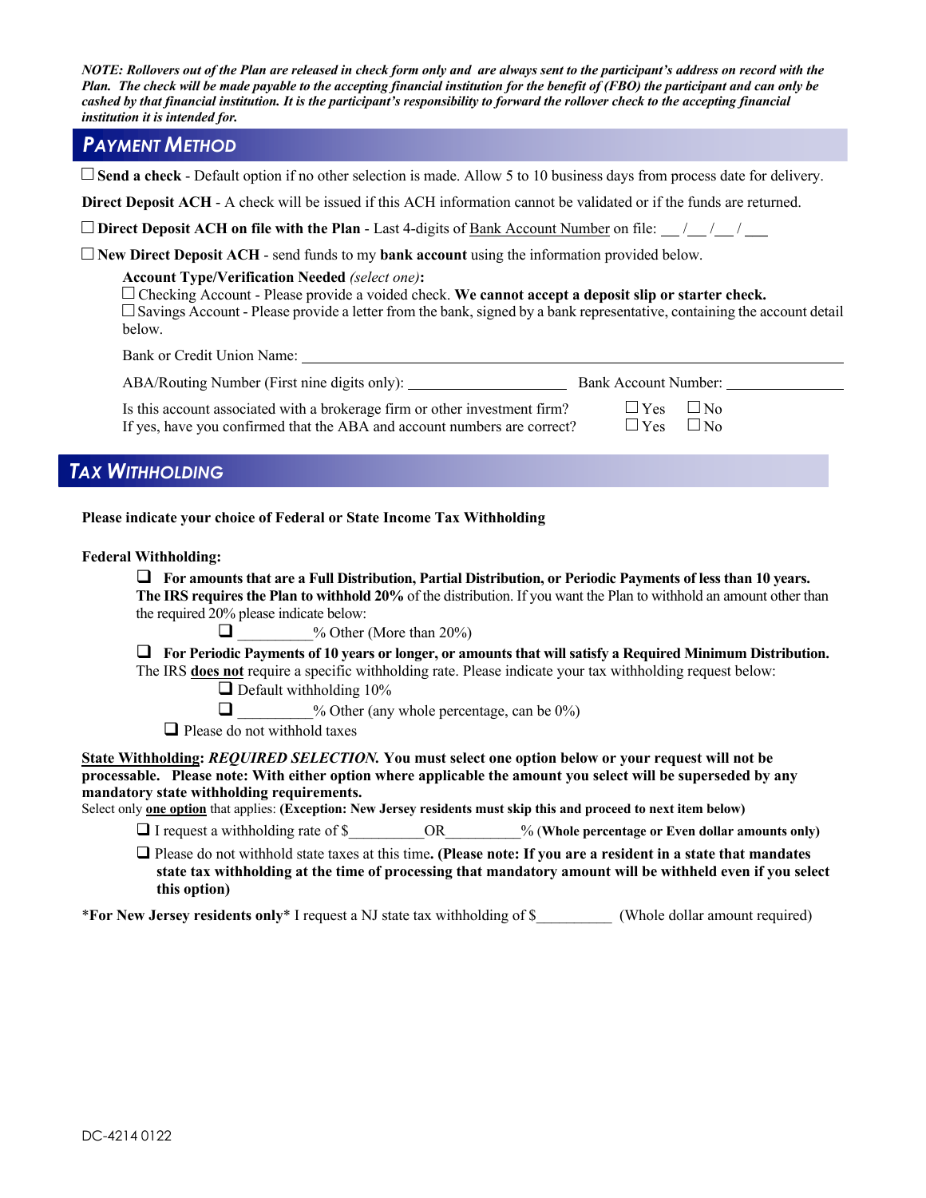***NOTE: Rollovers out of the Plan are released in check form only and are always sent to the participant's address on record with the Plan. The check will be made payable to the accepting financial institution for the benefit of (FBO) the participant and can only be cashed by that financial institution. It is the participant's responsibility to forward the rollover check to the accepting financial institution it is intended for.***

## PAYMENT METHOD

☐ **Send a check** - Default option if no other selection is made. Allow 5 to 10 business days from process date for delivery.

**Direct Deposit ACH** - A check will be issued if this ACH information cannot be validated or if the funds are returned.

☐ **Direct Deposit ACH on file with the Plan** - Last 4-digits of Bank Account Number on file: __ /__ /__ / __

☐ **New Direct Deposit ACH** - send funds to my **bank account** using the information provided below.

**Account Type/Verification Needed** *(select one)***:**

☐ Checking Account - Please provide a voided check. **We cannot accept a deposit slip or starter check.**

☐ Savings Account - Please provide a letter from the bank, signed by a bank representative, containing the account detail below.

Bank or Credit Union Name: ______________________________

ABA/Routing Number (First nine digits only): ____________________ Bank Account Number: ______________

Is this account associated with a brokerage firm or other investment firm? ☐ Yes ☐ No

If yes, have you confirmed that the ABA and account numbers are correct? ☐ Yes ☐ No

## TAX WITHHOLDING

**Please indicate your choice of Federal or State Income Tax Withholding**

**Federal Withholding:**

☐ **For amounts that are a Full Distribution, Partial Distribution, or Periodic Payments of less than 10 years. The IRS requires the Plan to withhold 20%** of the distribution. If you want the Plan to withhold an amount other than the required 20% please indicate below:

- ☐ _________% Other (More than 20%)

☐ **For Periodic Payments of 10 years or longer, or amounts that will satisfy a Required Minimum Distribution.** The IRS **does not** require a specific withholding rate. Please indicate your tax withholding request below:

- ☐ Default withholding 10%
- ☐ _________% Other (any whole percentage, can be 0%)

☐ Please do not withhold taxes

**State Withholding**: ***REQUIRED SELECTION.*** **You must select one option below or your request will not be processable. Please note: With either option where applicable the amount you select will be superseded by any mandatory state withholding requirements.**

Select only **one option** that applies: **(Exception: New Jersey residents must skip this and proceed to next item below)**

☐ I request a withholding rate of $_________OR_________% (**Whole percentage or Even dollar amounts only)**

☐ Please do not withhold state taxes at this time**. (Please note: If you are a resident in a state that mandates state tax withholding at the time of processing that mandatory amount will be withheld even if you select this option)**

\***For New Jersey residents only**\* I request a NJ state tax withholding of $_________ (Whole dollar amount required)

DC-4214 0122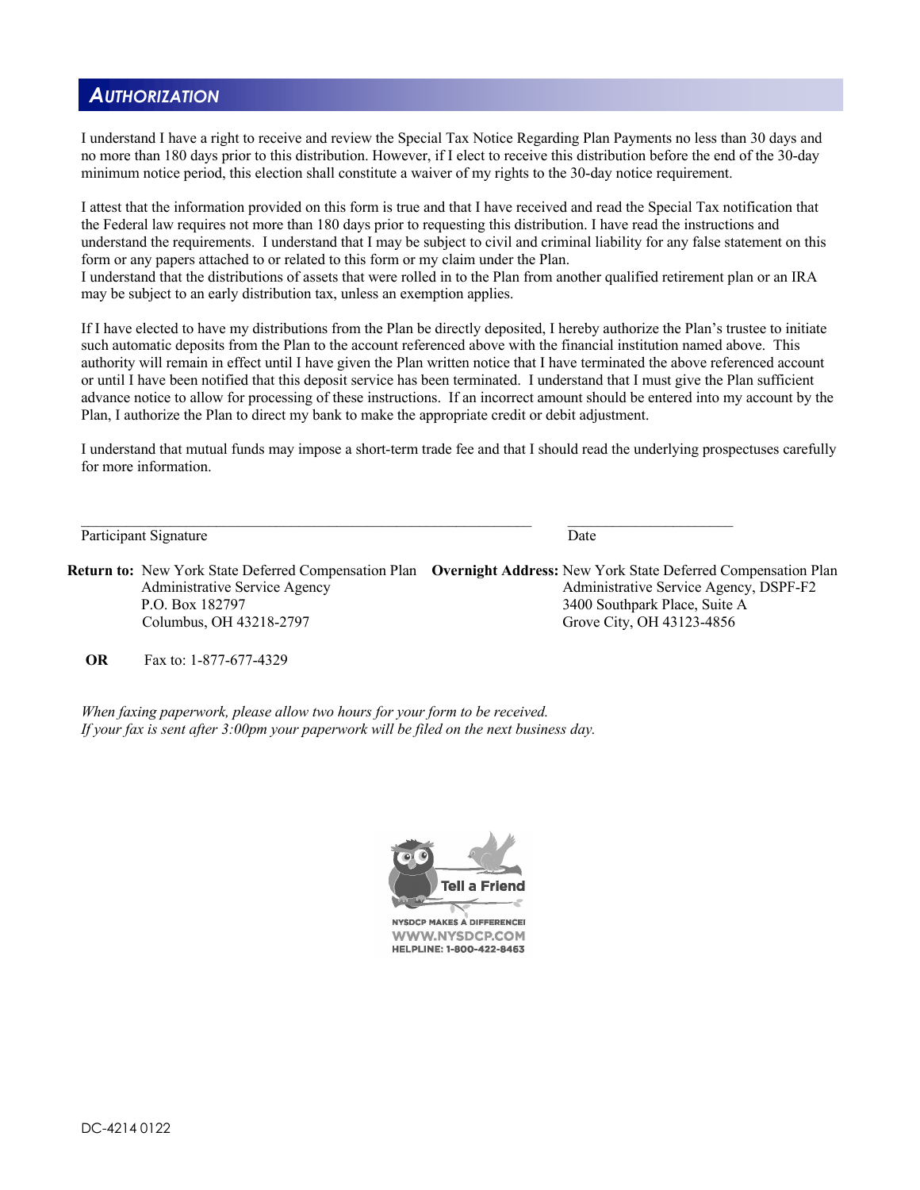## AUTHORIZATION

I understand I have a right to receive and review the Special Tax Notice Regarding Plan Payments no less than 30 days and no more than 180 days prior to this distribution. However, if I elect to receive this distribution before the end of the 30-day minimum notice period, this election shall constitute a waiver of my rights to the 30-day notice requirement.

I attest that the information provided on this form is true and that I have received and read the Special Tax notification that the Federal law requires not more than 180 days prior to requesting this distribution. I have read the instructions and understand the requirements. I understand that I may be subject to civil and criminal liability for any false statement on this form or any papers attached to or related to this form or my claim under the Plan.
I understand that the distributions of assets that were rolled in to the Plan from another qualified retirement plan or an IRA may be subject to an early distribution tax, unless an exemption applies.

If I have elected to have my distributions from the Plan be directly deposited, I hereby authorize the Plan's trustee to initiate such automatic deposits from the Plan to the account referenced above with the financial institution named above. This authority will remain in effect until I have given the Plan written notice that I have terminated the above referenced account or until I have been notified that this deposit service has been terminated. I understand that I must give the Plan sufficient advance notice to allow for processing of these instructions. If an incorrect amount should be entered into my account by the Plan, I authorize the Plan to direct my bank to make the appropriate credit or debit adjustment.

I understand that mutual funds may impose a short-term trade fee and that I should read the underlying prospectuses carefully for more information.

______________________________________________________________ ______________________

Participant Signature Date

**Return to:** New York State Deferred Compensation Plan
Administrative Service Agency
P.O. Box 182797
Columbus, OH 43218-2797

**Overnight Address:** New York State Deferred Compensation Plan
Administrative Service Agency, DSPF-F2
3400 Southpark Place, Suite A
Grove City, OH 43123-4856

**OR** Fax to: 1-877-677-4329

*When faxing paperwork, please allow two hours for your form to be received.*
*If your fax is sent after 3:00pm your paperwork will be filed on the next business day.*

Tell a Friend
NYSDCP MAKES A DIFFERENCE!
WWW.NYSDCP.COM
HELPLINE: 1-800-422-8463

DC-4214 0122